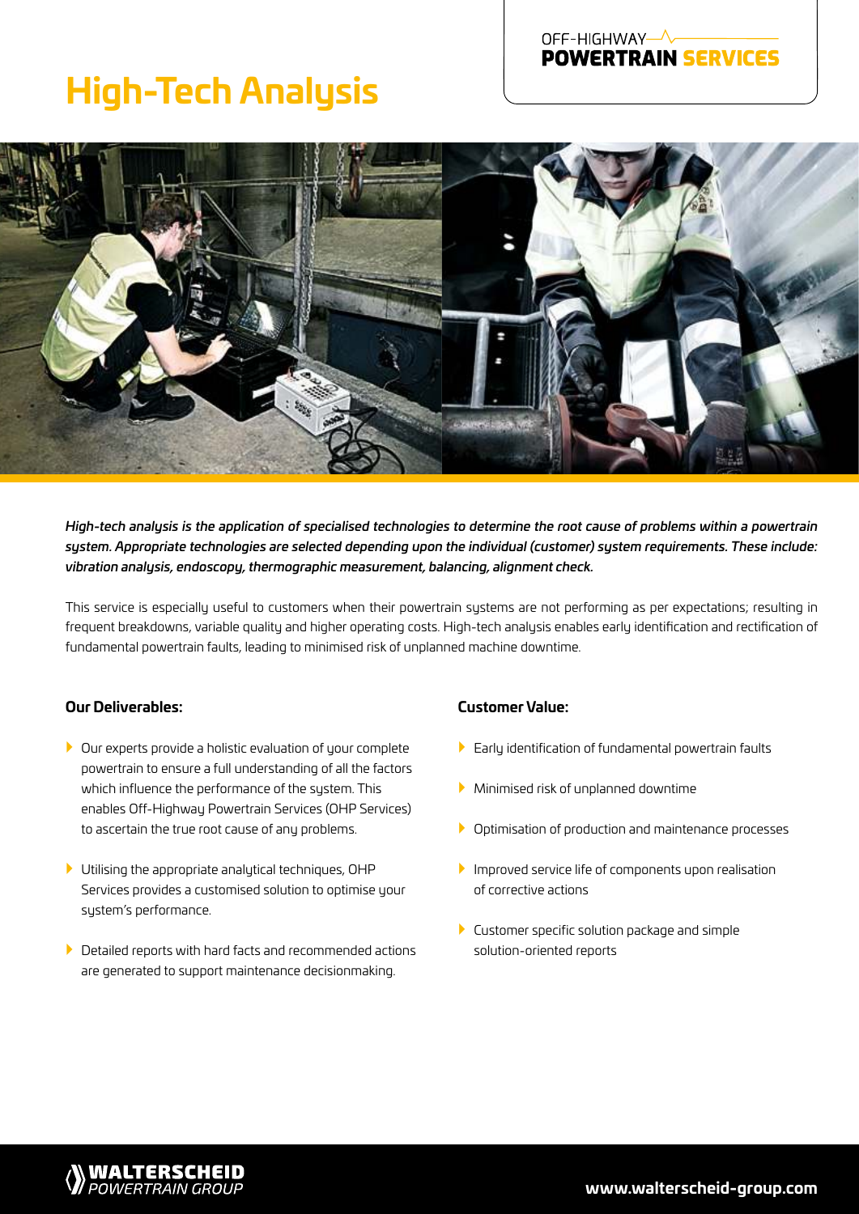OFF-HIGHWAY
**POWERTRAIN SERVICES**

# High-Tech Analysis

*High-tech analysis is the application of specialised technologies to determine the root cause of problems within a powertrain system. Appropriate technologies are selected depending upon the individual (customer) system requirements. These include: vibration analysis, endoscopy, thermographic measurement, balancing, alignment check.*

This service is especially useful to customers when their powertrain systems are not performing as per expectations; resulting in frequent breakdowns, variable quality and higher operating costs. High-tech analysis enables early identification and rectification of fundamental powertrain faults, leading to minimised risk of unplanned machine downtime.

### Our Deliverables:

- Our experts provide a holistic evaluation of your complete powertrain to ensure a full understanding of all the factors which influence the performance of the system. This enables Off-Highway Powertrain Services (OHP Services) to ascertain the true root cause of any problems.
- Utilising the appropriate analytical techniques, OHP Services provides a customised solution to optimise your system's performance.
- Detailed reports with hard facts and recommended actions are generated to support maintenance decisionmaking.

### Customer Value:

- Early identification of fundamental powertrain faults
- Minimised risk of unplanned downtime
- Optimisation of production and maintenance processes
- Improved service life of components upon realisation of corrective actions
- Customer specific solution package and simple solution-oriented reports

**WALTERSCHEID** *POWERTRAIN GROUP*

**www.walterscheid-group.com**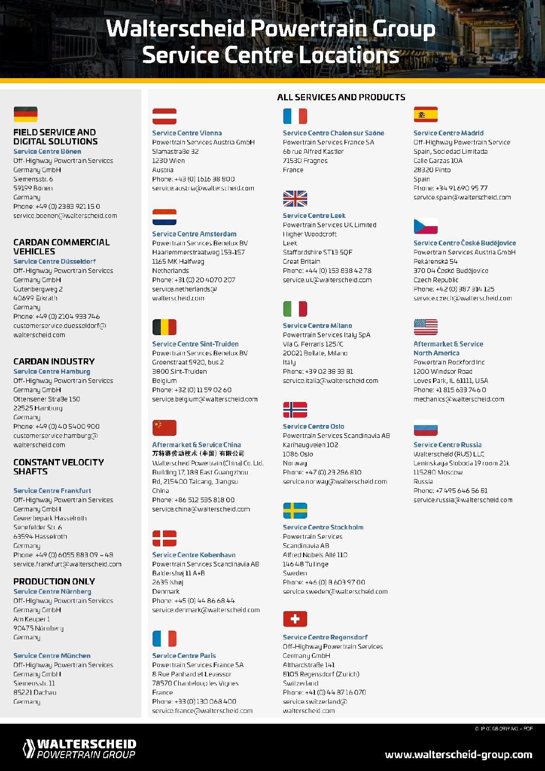# Walterscheid Powertrain Group Service Centre Locations

## FIELD SERVICE AND DIGITAL SOLUTIONS

**Service Centre Bönen**
Off-Highway Powertrain Services
Germany GmbH
Siemensstr. 6
59199 Bönen
Germany
Phone: +49 (0) 2383 921 15 0
service.boenen@walterscheid.com

## CARDAN COMMERCIAL VEHICLES

**Service Centre Düsseldorf**
Off-Highway Powertrain Services
Germany GmbH
Gutenbergweg 2
40699 Erkrath
Germany
Phone: +49 (0) 2104 933 746
customerservice.duesseldorf@walterscheid.com

## CARDAN INDUSTRY

**Service Centre Hamburg**
Off-Highway Powertrain Services
Germany GmbH
Ottensener Straße 150
22525 Hamburg
Germany
Phone: +49 (0) 40 5400 900
customerservice.hamburg@walterscheid.com

## CONSTANT VELOCITY SHAFTS

**Service Centre Frankfurt**
Off-Highway Powertrain Services
Germany GmbH
Gewerbepark Hasselroth
Senefelder Str. 6
63594 Hasselroth
Germany
Phone: +49 (0) 6055 883 09 – 48
service.frankfurt@walterscheid.com

## PRODUCTION ONLY

**Service Centre Nürnberg**
Off-Highway Powertrain Services
Germany GmbH
Am Keuper 1
90475 Nürnberg
Germany

**Service Centre München**
Off-Highway Powertrain Services
Germany GmbH
Siemensstr. 11
85221 Dachau
Germany

## ALL SERVICES AND PRODUCTS

**Service Centre Vienna**
Powertrain Services Austria GmbH
Slamastraße 32
1230 Wien
Austria
Phone: +43 (0) 1616 38 800
service.austria@walterscheid.com

**Service Centre Amsterdam**
Powertrain Services Benelux BV
Haarlemmerstraatweg 153-157
1165 MK Halfweg
Netherlands
Phone: +31 (0) 20 4070 207
service.netherlands@walterscheid.com

**Service Centre Sint-Truiden**
Powertrain Services Benelux BV
Groenstraat 5920, bus 2
3800 Sint-Truiden
Belgium
Phone: +32 (0) 11 59 02 60
service.belgium@walterscheid.com

**Aftermarket & Service China**
万特赛传动技术（中国）有限公司
Walterscheid Powertrain (China) Co. Ltd.
Building 17, 188 East Guangzhou
Rd, 215400 Taicang, Jiangsu
China
Phone: +86 512 535 818 00
service.china@walterscheid.com

**Service Centre København**
Powertrain Services Scandinavia AB
Baldershøj 11 A+B
2635 Ishøj
Denmark
Phone: +45 (0) 44 86 68 44
service.denmark@walterscheid.com

**Service Centre Paris**
Powertrain Services France SA
8 Rue Panhard et Levassor
78570 Chanteloup les Vignes
France
Phone: +33 (0) 130 068 400
service.france@walterscheid.com

**Service Centre Chalon sur Saône**
Powertrain Services France SA
6b rue Alfred Kastler
71530 Fragnes
France

**Service Centre Leek**
Powertrain Services UK Limited
Higher Woodcroft
Leek
Staffordshire ST13 5QF
Great Britain
Phone: +44 (0) 153 838 42 78
service.uk@walterscheid.com

**Service Centre Milano**
Powertrain Services Italy SpA
Via G. Ferraris 125/C
20021 Bollate, Milano
Italy
Phone: +39 02 38 33 81
service.italia@walterscheid.com

**Service Centre Oslo**
Powertrain Services Scandinavia AB
Karihaugveien 102
1086 Oslo
Norway
Phone: +47 (0) 23 286 810
service.norway@walterscheid.com

**Service Centre Stockholm**
Powertrain Services
Scandinavia AB
Alfred Nobels Allé 110
146 48 Tullinge
Sweden
Phone: +46 (0) 8 603 97 00
service.sweden@walterscheid.com

**Service Centre Regensdorf**
Off-Highway Powertrain Services
Germany GmbH
Althardstraße 141
8105 Regensdorf (Zurich)
Switzerland
Phone: +41 (0) 44 87 16 070
service.switzerland@walterscheid.com

**Service Centre Madrid**
Off-Highway Powertrain Service
Spain, Sociedad Limitada
Calle Garzas 10A
28320 Pinto
Spain
Phone: +34 91 690 95 77
service.spain@walterscheid.com

**Service Centre České Budějovice**
Powertrain Services Austria GmbH
Pekárenská 54
370 04 České Budějovice
Czech Republic
Phone: +42 (0) 387 314 125
service.czech@walterscheid.com

**Aftermarket & Service North America**
Powertrain Rockford Inc
1200 Windsor Road
Loves Park, IL 61111, USA
Phone: +1 815 633 746 0
mechanics@walterscheid.com

**Service Centre Russia**
Walterscheid (RUS) LLC
Leninskaya Sloboda 19 room 21k
115280 Moscow
Russia
Phone: +7 495 646 56 81
service.russia@walterscheid.com

01 IP 01 GB 0919 AK1 – PDF

WALTERSCHEID POWERTRAIN GROUP

www.walterscheid-group.com